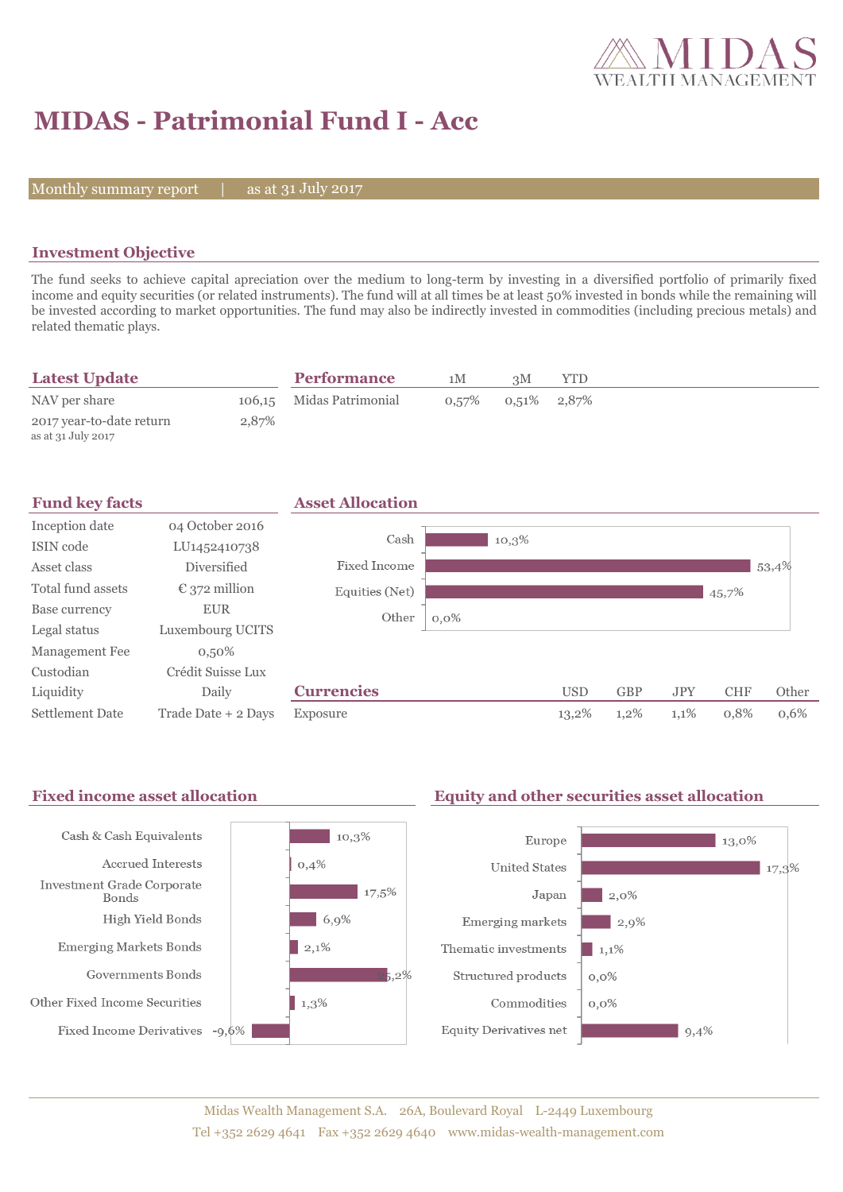# MIDAS - Patrimonial Fund I - Acc

Monthly summary report | as at 31 July 2017

## Investment Objective

The fund seeks to achieve capital apreciation over the medium to long-term by investing in a diversified portfolio of primarily fixed income and equity securities (or related instruments). The fund will at all times be at least 50% invested in bonds while the remaining will be invested according to market opportunities. The fund may also be indirectly invested in commodities (including precious metals) and related thematic plays.

## Latest Update

| | |
|---|---|
| NAV per share | 106,15 |
| 2017 year-to-date return<br>as at 31 July 2017 | 2,87% |

## Performance

| | 1M | 3M | YTD |
|---|---|---|---|
| Midas Patrimonial | 0,57% | 0,51% | 2,87% |

## Fund key facts

| | |
|---|---|
| Inception date | 04 October 2016 |
| ISIN code | LU1452410738 |
| Asset class | Diversified |
| Total fund assets | € 372 million |
| Base currency | EUR |
| Legal status | Luxembourg UCITS |
| Management Fee | 0,50% |
| Custodian | Crédit Suisse Lux |
| Liquidity | Daily |
| Settlement Date | Trade Date + 2 Days |

## Asset Allocation

| | |
|---|---|
| Cash | 10,3% |
| Fixed Income | 53,4% |
| Equities (Net) | 45,7% |
| Other | 0,0% |

## Currencies

| | USD | GBP | JPY | CHF | Other |
|---|---|---|---|---|---|
| Exposure | 13,2% | 1,2% | 1,1% | 0,8% | 0,6% |

## Fixed income asset allocation

| | |
|---|---|
| Cash & Cash Equivalents | 10,3% |
| Accrued Interests | 0,4% |
| Investment Grade Corporate Bonds | 17,5% |
| High Yield Bonds | 6,9% |
| Emerging Markets Bonds | 2,1% |
| Governments Bonds | 25,2% |
| Other Fixed Income Securities | 1,3% |
| Fixed Income Derivatives | -9,6% |

## Equity and other securities asset allocation

| | |
|---|---|
| Europe | 13,0% |
| United States | 17,3% |
| Japan | 2,0% |
| Emerging markets | 2,9% |
| Thematic investments | 1,1% |
| Structured products | 0,0% |
| Commodities | 0,0% |
| Equity Derivatives net | 9,4% |

Midas Wealth Management S.A. 26A, Boulevard Royal L-2449 Luxembourg
Tel +352 2629 4641 Fax +352 2629 4640 www.midas-wealth-management.com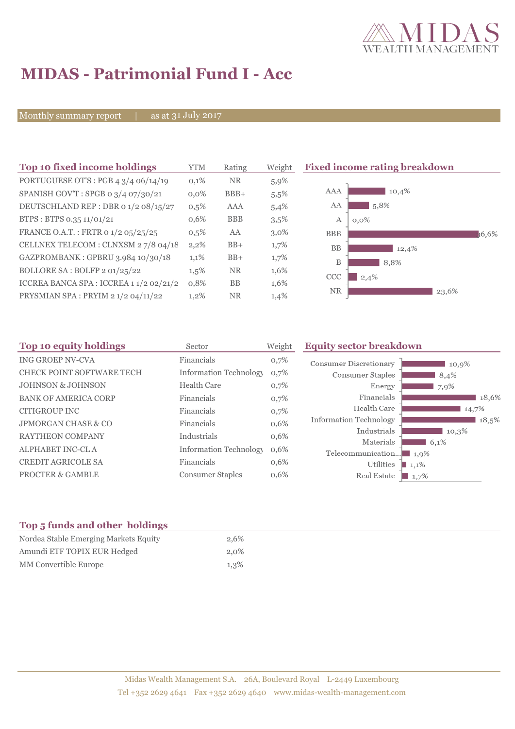# MIDAS - Patrimonial Fund I - Acc

Monthly summary report | as at 31 July 2017

## Top 10 fixed income holdings

| Top 10 fixed income holdings | YTM | Rating | Weight |
|---|---|---|---|
| PORTUGUESE OT'S : PGB 4 3/4 06/14/19 | 0,1% | NR | 5,9% |
| SPANISH GOV'T : SPGB 0 3/4 07/30/21 | 0,0% | BBB+ | 5,5% |
| DEUTSCHLAND REP : DBR 0 1/2 08/15/27 | 0,5% | AAA | 5,4% |
| BTPS : BTPS 0.35 11/01/21 | 0,6% | BBB | 3,5% |
| FRANCE O.A.T. : FRTR 0 1/2 05/25/25 | 0,5% | AA | 3,0% |
| CELLNEX TELECOM : CLNXSM 2 7/8 04/18 | 2,2% | BB+ | 1,7% |
| GAZPROMBANK : GPBRU 3.984 10/30/18 | 1,1% | BB+ | 1,7% |
| BOLLORE SA : BOLFP 2 01/25/22 | 1,5% | NR | 1,6% |
| ICCREA BANCA SPA : ICCREA 1 1/2 02/21/2 | 0,8% | BB | 1,6% |
| PRYSMIAN SPA : PRYIM 2 1/2 04/11/22 | 1,2% | NR | 1,4% |

## Fixed income rating breakdown

| Rating | Weight |
|---|---|
| AAA | 10,4% |
| AA | 5,8% |
| A | 0,0% |
| BBB | 36,6% |
| BB | 12,4% |
| B | 8,8% |
| CCC | 2,4% |
| NR | 23,6% |

## Top 10 equity holdings

| Top 10 equity holdings | Sector | Weight |
|---|---|---|
| ING GROEP NV-CVA | Financials | 0,7% |
| CHECK POINT SOFTWARE TECH | Information Technology | 0,7% |
| JOHNSON & JOHNSON | Health Care | 0,7% |
| BANK OF AMERICA CORP | Financials | 0,7% |
| CITIGROUP INC | Financials | 0,7% |
| JPMORGAN CHASE & CO | Financials | 0,6% |
| RAYTHEON COMPANY | Industrials | 0,6% |
| ALPHABET INC-CL A | Information Technology | 0,6% |
| CREDIT AGRICOLE SA | Financials | 0,6% |
| PROCTER & GAMBLE | Consumer Staples | 0,6% |

## Equity sector breakdown

| Sector | Weight |
|---|---|
| Consumer Discretionary | 10,9% |
| Consumer Staples | 8,4% |
| Energy | 7,9% |
| Financials | 18,6% |
| Health Care | 14,7% |
| Information Technology | 18,5% |
| Industrials | 10,3% |
| Materials | 6,1% |
| Telecommunication... | 1,9% |
| Utilities | 1,1% |
| Real Estate | 1,7% |

## Top 5 funds and other holdings

| Top 5 funds and other holdings | |
|---|---|
| Nordea Stable Emerging Markets Equity | 2,6% |
| Amundi ETF TOPIX EUR Hedged | 2,0% |
| MM Convertible Europe | 1,3% |

Midas Wealth Management S.A. 26A, Boulevard Royal L-2449 Luxembourg
Tel +352 2629 4641 Fax +352 2629 4640 www.midas-wealth-management.com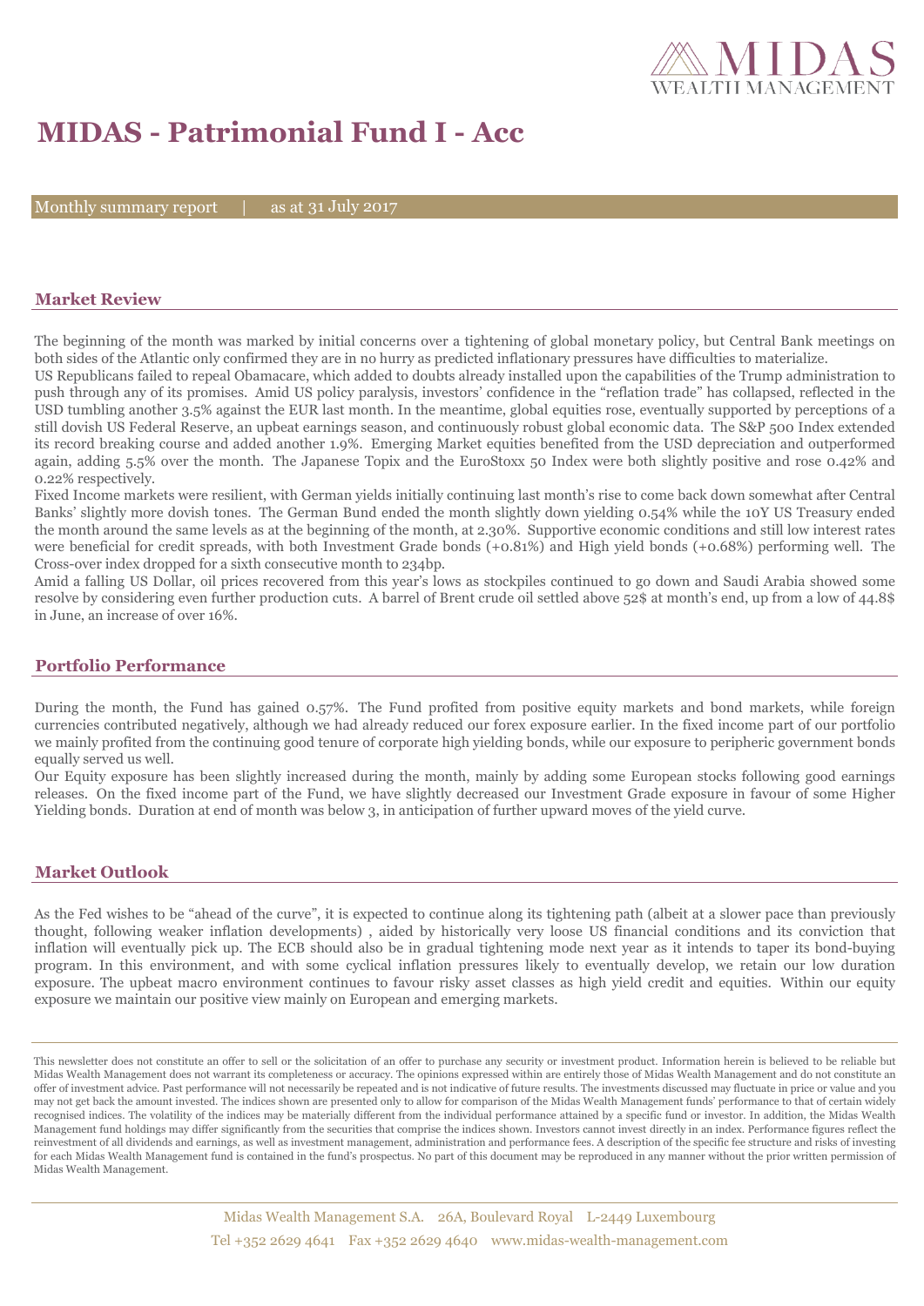# MIDAS - Patrimonial Fund I - Acc

Monthly summary report | as at 31 July 2017

## Market Review

The beginning of the month was marked by initial concerns over a tightening of global monetary policy, but Central Bank meetings on both sides of the Atlantic only confirmed they are in no hurry as predicted inflationary pressures have difficulties to materialize.

US Republicans failed to repeal Obamacare, which added to doubts already installed upon the capabilities of the Trump administration to push through any of its promises. Amid US policy paralysis, investors' confidence in the "reflation trade" has collapsed, reflected in the USD tumbling another 3.5% against the EUR last month. In the meantime, global equities rose, eventually supported by perceptions of a still dovish US Federal Reserve, an upbeat earnings season, and continuously robust global economic data. The S&P 500 Index extended its record breaking course and added another 1.9%. Emerging Market equities benefited from the USD depreciation and outperformed again, adding 5.5% over the month. The Japanese Topix and the EuroStoxx 50 Index were both slightly positive and rose 0.42% and 0.22% respectively.

Fixed Income markets were resilient, with German yields initially continuing last month's rise to come back down somewhat after Central Banks' slightly more dovish tones. The German Bund ended the month slightly down yielding 0.54% while the 10Y US Treasury ended the month around the same levels as at the beginning of the month, at 2.30%. Supportive economic conditions and still low interest rates were beneficial for credit spreads, with both Investment Grade bonds (+0.81%) and High yield bonds (+0.68%) performing well. The Cross-over index dropped for a sixth consecutive month to 234bp.

Amid a falling US Dollar, oil prices recovered from this year's lows as stockpiles continued to go down and Saudi Arabia showed some resolve by considering even further production cuts. A barrel of Brent crude oil settled above 52$ at month's end, up from a low of 44.8$ in June, an increase of over 16%.

## Portfolio Performance

During the month, the Fund has gained 0.57%. The Fund profited from positive equity markets and bond markets, while foreign currencies contributed negatively, although we had already reduced our forex exposure earlier. In the fixed income part of our portfolio we mainly profited from the continuing good tenure of corporate high yielding bonds, while our exposure to peripheric government bonds equally served us well.

Our Equity exposure has been slightly increased during the month, mainly by adding some European stocks following good earnings releases. On the fixed income part of the Fund, we have slightly decreased our Investment Grade exposure in favour of some Higher Yielding bonds. Duration at end of month was below 3, in anticipation of further upward moves of the yield curve.

## Market Outlook

As the Fed wishes to be "ahead of the curve", it is expected to continue along its tightening path (albeit at a slower pace than previously thought, following weaker inflation developments) , aided by historically very loose US financial conditions and its conviction that inflation will eventually pick up. The ECB should also be in gradual tightening mode next year as it intends to taper its bond-buying program. In this environment, and with some cyclical inflation pressures likely to eventually develop, we retain our low duration exposure. The upbeat macro environment continues to favour risky asset classes as high yield credit and equities. Within our equity exposure we maintain our positive view mainly on European and emerging markets.

---

This newsletter does not constitute an offer to sell or the solicitation of an offer to purchase any security or investment product. Information herein is believed to be reliable but Midas Wealth Management does not warrant its completeness or accuracy. The opinions expressed within are entirely those of Midas Wealth Management and do not constitute an offer of investment advice. Past performance will not necessarily be repeated and is not indicative of future results. The investments discussed may fluctuate in price or value and you may not get back the amount invested. The indices shown are presented only to allow for comparison of the Midas Wealth Management funds' performance to that of certain widely recognised indices. The volatility of the indices may be materially different from the individual performance attained by a specific fund or investor. In addition, the Midas Wealth Management fund holdings may differ significantly from the securities that comprise the indices shown. Investors cannot invest directly in an index. Performance figures reflect the reinvestment of all dividends and earnings, as well as investment management, administration and performance fees. A description of the specific fee structure and risks of investing for each Midas Wealth Management fund is contained in the fund's prospectus. No part of this document may be reproduced in any manner without the prior written permission of Midas Wealth Management.

Midas Wealth Management S.A. 26A, Boulevard Royal L-2449 Luxembourg
Tel +352 2629 4641 Fax +352 2629 4640 www.midas-wealth-management.com